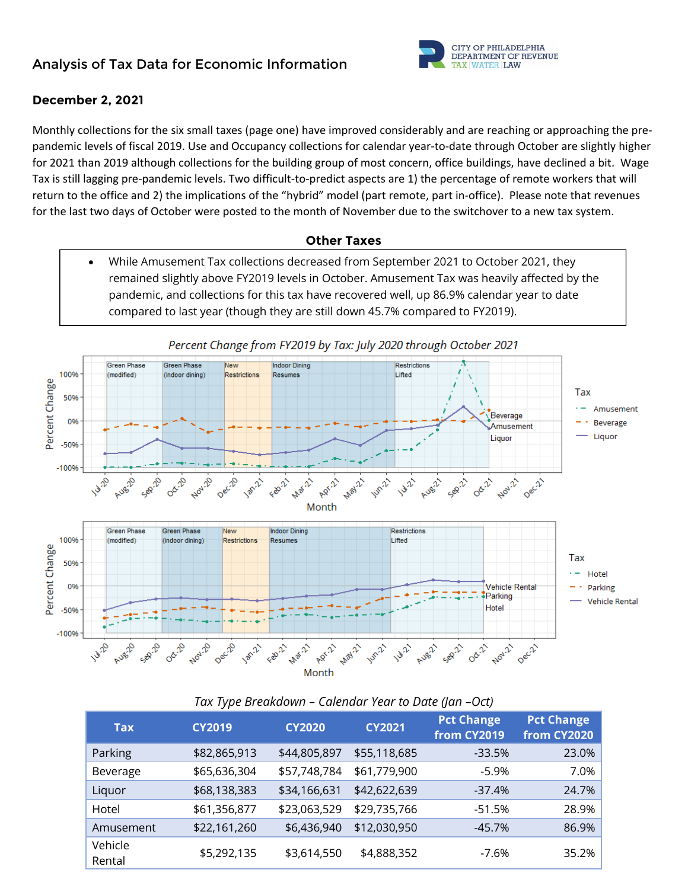## Analysis of Tax Data for Economic Information

CITY OF PHILADELPHIA
DEPARTMENT OF REVENUE
TAX | WATER | LAW

### December 2, 2021

Monthly collections for the six small taxes (page one) have improved considerably and are reaching or approaching the pre-pandemic levels of fiscal 2019. Use and Occupancy collections for calendar year-to-date through October are slightly higher for 2021 than 2019 although collections for the building group of most concern, office buildings, have declined a bit. Wage Tax is still lagging pre-pandemic levels. Two difficult-to-predict aspects are 1) the percentage of remote workers that will return to the office and 2) the implications of the "hybrid" model (part remote, part in-office). Please note that revenues for the last two days of October were posted to the month of November due to the switchover to a new tax system.

### Other Taxes

- While Amusement Tax collections decreased from September 2021 to October 2021, they remained slightly above FY2019 levels in October. Amusement Tax was heavily affected by the pandemic, and collections for this tax have recovered well, up 86.9% calendar year to date compared to last year (though they are still down 45.7% compared to FY2019).

*Percent Change from FY2019 by Tax: July 2020 through October 2021*

*Tax Type Breakdown – Calendar Year to Date (Jan –Oct)*

| Tax | CY2019 | CY2020 | CY2021 | Pct Change from CY2019 | Pct Change from CY2020 |
|---|---|---|---|---|---|
| Parking | $82,865,913 | $44,805,897 | $55,118,685 | -33.5% | 23.0% |
| Beverage | $65,636,304 | $57,748,784 | $61,779,900 | -5.9% | 7.0% |
| Liquor | $68,138,383 | $34,166,631 | $42,622,639 | -37.4% | 24.7% |
| Hotel | $61,356,877 | $23,063,529 | $29,735,766 | -51.5% | 28.9% |
| Amusement | $22,161,260 | $6,436,940 | $12,030,950 | -45.7% | 86.9% |
| Vehicle Rental | $5,292,135 | $3,614,550 | $4,888,352 | -7.6% | 35.2% |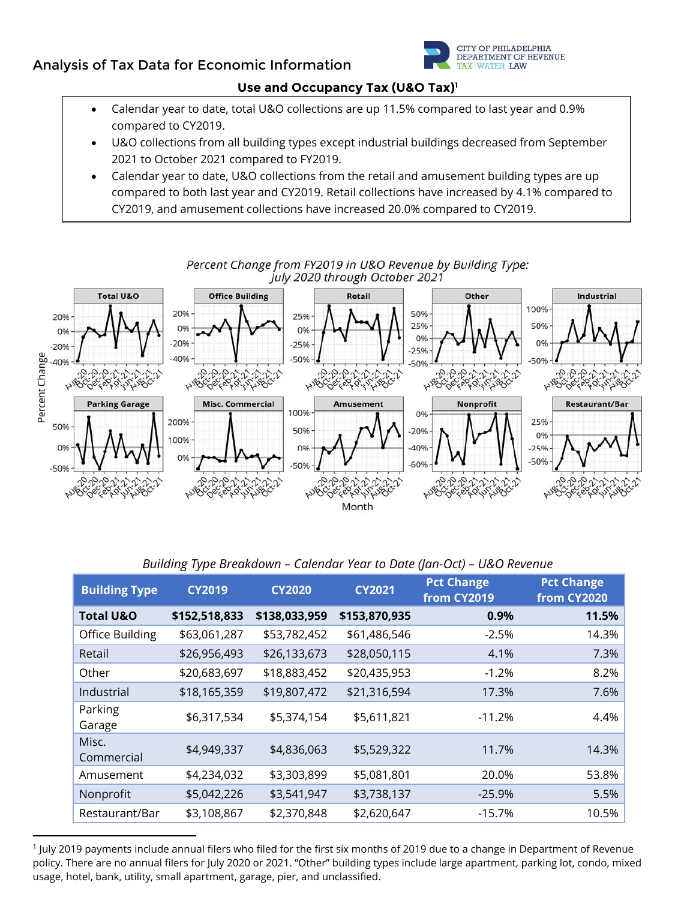## Analysis of Tax Data for Economic Information

### Use and Occupancy Tax (U&O Tax)[1]

- Calendar year to date, total U&O collections are up 11.5% compared to last year and 0.9% compared to CY2019.
- U&O collections from all building types except industrial buildings decreased from September 2021 to October 2021 compared to FY2019.
- Calendar year to date, U&O collections from the retail and amusement building types are up compared to both last year and CY2019. Retail collections have increased by 4.1% compared to CY2019, and amusement collections have increased 20.0% compared to CY2019.

*Percent Change from FY2019 in U&O Revenue by Building Type: July 2020 through October 2021*

*Building Type Breakdown – Calendar Year to Date (Jan-Oct) – U&O Revenue*

| Building Type | CY2019 | CY2020 | CY2021 | Pct Change from CY2019 | Pct Change from CY2020 |
|---|---|---|---|---|---|
| **Total U&O** | **$152,518,833** | **$138,033,959** | **$153,870,935** | **0.9%** | **11.5%** |
| Office Building | $63,061,287 | $53,782,452 | $61,486,546 | -2.5% | 14.3% |
| Retail | $26,956,493 | $26,133,673 | $28,050,115 | 4.1% | 7.3% |
| Other | $20,683,697 | $18,883,452 | $20,435,953 | -1.2% | 8.2% |
| Industrial | $18,165,359 | $19,807,472 | $21,316,594 | 17.3% | 7.6% |
| Parking Garage | $6,317,534 | $5,374,154 | $5,611,821 | -11.2% | 4.4% |
| Misc. Commercial | $4,949,337 | $4,836,063 | $5,529,322 | 11.7% | 14.3% |
| Amusement | $4,234,032 | $3,303,899 | $5,081,801 | 20.0% | 53.8% |
| Nonprofit | $5,042,226 | $3,541,947 | $3,738,137 | -25.9% | 5.5% |
| Restaurant/Bar | $3,108,867 | $2,370,848 | $2,620,647 | -15.7% | 10.5% |

[1] July 2019 payments include annual filers who filed for the first six months of 2019 due to a change in Department of Revenue policy. There are no annual filers for July 2020 or 2021. "Other" building types include large apartment, parking lot, condo, mixed usage, hotel, bank, utility, small apartment, garage, pier, and unclassified.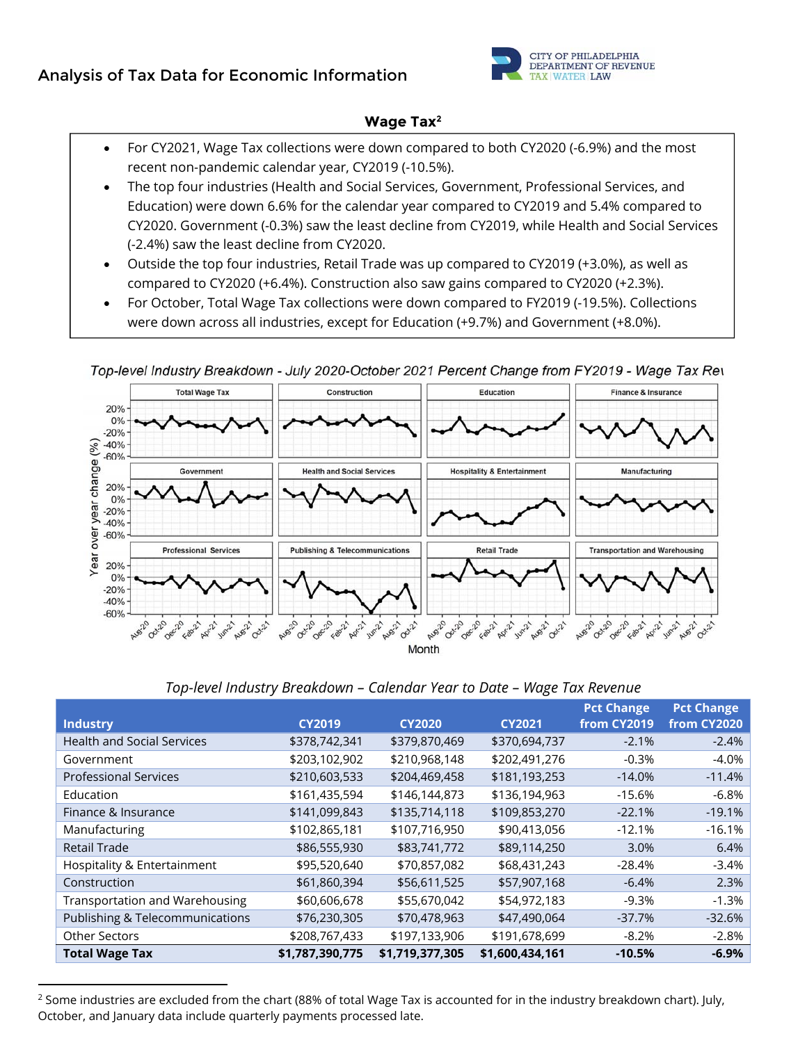Analysis of Tax Data for Economic Information

CITY OF PHILADELPHIA
DEPARTMENT OF REVENUE
TAX | WATER | LAW

## Wage Tax[2]

- For CY2021, Wage Tax collections were down compared to both CY2020 (-6.9%) and the most recent non-pandemic calendar year, CY2019 (-10.5%).
- The top four industries (Health and Social Services, Government, Professional Services, and Education) were down 6.6% for the calendar year compared to CY2019 and 5.4% compared to CY2020. Government (-0.3%) saw the least decline from CY2019, while Health and Social Services (-2.4%) saw the least decline from CY2020.
- Outside the top four industries, Retail Trade was up compared to CY2019 (+3.0%), as well as compared to CY2020 (+6.4%). Construction also saw gains compared to CY2020 (+2.3%).
- For October, Total Wage Tax collections were down compared to FY2019 (-19.5%). Collections were down across all industries, except for Education (+9.7%) and Government (+8.0%).

*Top-level Industry Breakdown - July 2020-October 2021 Percent Change from FY2019 - Wage Tax Rev*

Total Wage Tax
Construction
Education
Finance & Insurance
Government
Health and Social Services
Hospitality & Entertainment
Manufacturing
Professional Services
Publishing & Telecommunications
Retail Trade
Transportation and Warehousing

Year over year change (%)
20%
0%
-20%
-40%
-60%

Aug-20
Oct-20
Dec-20
Feb-21
Apr-21
Jun-21
Aug-21
Oct-21

Month

*Top-level Industry Breakdown – Calendar Year to Date – Wage Tax Revenue*

| Industry | CY2019 | CY2020 | CY2021 | Pct Change from CY2019 | Pct Change from CY2020 |
|---|---|---|---|---|---|
| Health and Social Services | $378,742,341 | $379,870,469 | $370,694,737 | -2.1% | -2.4% |
| Government | $203,102,902 | $210,968,148 | $202,491,276 | -0.3% | -4.0% |
| Professional Services | $210,603,533 | $204,469,458 | $181,193,253 | -14.0% | -11.4% |
| Education | $161,435,594 | $146,144,873 | $136,194,963 | -15.6% | -6.8% |
| Finance & Insurance | $141,099,843 | $135,714,118 | $109,853,270 | -22.1% | -19.1% |
| Manufacturing | $102,865,181 | $107,716,950 | $90,413,056 | -12.1% | -16.1% |
| Retail Trade | $86,555,930 | $83,741,772 | $89,114,250 | 3.0% | 6.4% |
| Hospitality & Entertainment | $95,520,640 | $70,857,082 | $68,431,243 | -28.4% | -3.4% |
| Construction | $61,860,394 | $56,611,525 | $57,907,168 | -6.4% | 2.3% |
| Transportation and Warehousing | $60,606,678 | $55,670,042 | $54,972,183 | -9.3% | -1.3% |
| Publishing & Telecommunications | $76,230,305 | $70,478,963 | $47,490,064 | -37.7% | -32.6% |
| Other Sectors | $208,767,433 | $197,133,906 | $191,678,699 | -8.2% | -2.8% |
| **Total Wage Tax** | **$1,787,390,775** | **$1,719,377,305** | **$1,600,434,161** | **-10.5%** | **-6.9%** |

[2] Some industries are excluded from the chart (88% of total Wage Tax is accounted for in the industry breakdown chart). July, October, and January data include quarterly payments processed late.